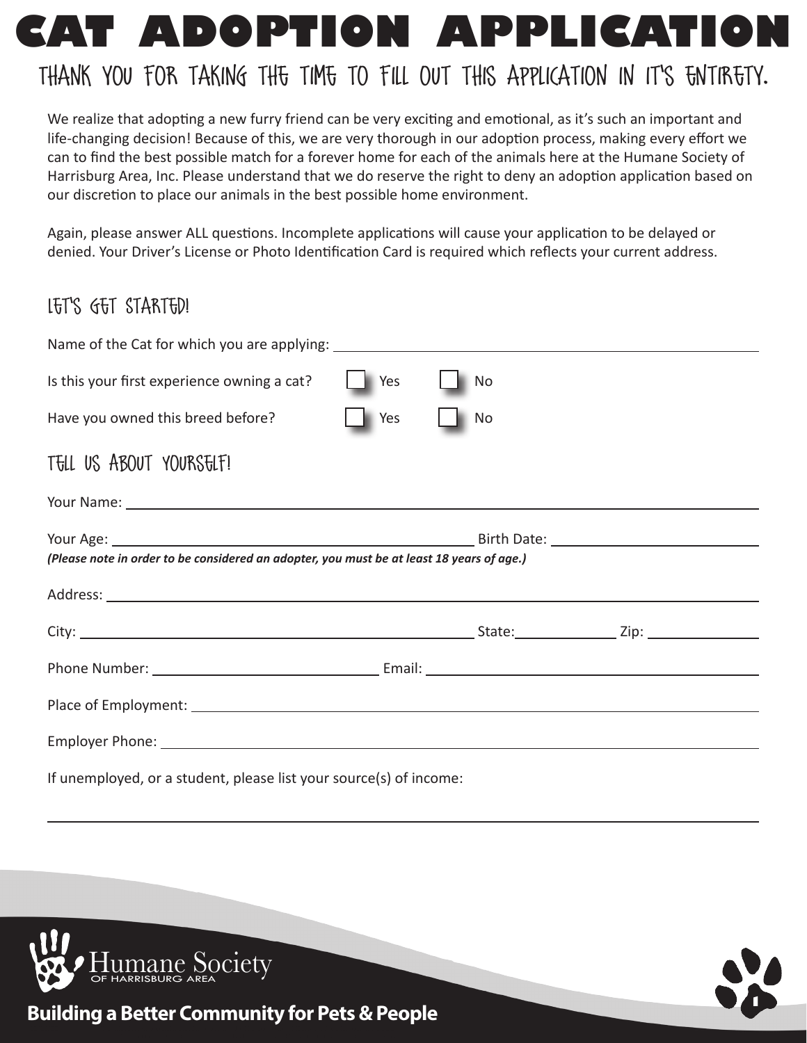# CAT ADOPTION APPLICATION

## THANK YOU FOR TAKING THE TIME TO FILL OUT THIS APPLICATION IN IT'S ENTIRETY.

We realize that adopting a new furry friend can be very exciting and emotional, as it's such an important and life-changing decision! Because of this, we are very thorough in our adoption process, making every effort we can to find the best possible match for a forever home for each of the animals here at the Humane Society of Harrisburg Area, Inc. Please understand that we do reserve the right to deny an adoption application based on our discretion to place our animals in the best possible home environment.

Again, please answer ALL questions. Incomplete applications will cause your application to be delayed or denied. Your Driver's License or Photo Identification Card is required which reflects your current address.

## LET'S GET STARTED!

Name of the Cat for which you are applying: ______________________________

Is this your first experience owning a cat? ☐ Yes ☐ No

Have you owned this breed before? ☐ Yes ☐ No

## TELL US ABOUT YOURSELF!

Your Name: ______________________________

Your Age: ______________________________ Birth Date: ______________________________

***(Please note in order to be considered an adopter, you must be at least 18 years of age.)***

Address: ______________________________

City: ______________________________ State: ____________ Zip: ____________

Phone Number: ______________________________ Email: ______________________________

Place of Employment: ______________________________

Employer Phone: ______________________________

If unemployed, or a student, please list your source(s) of income:

______________________________

Humane Society OF HARRISBURG AREA

**Building a Better Community for Pets & People**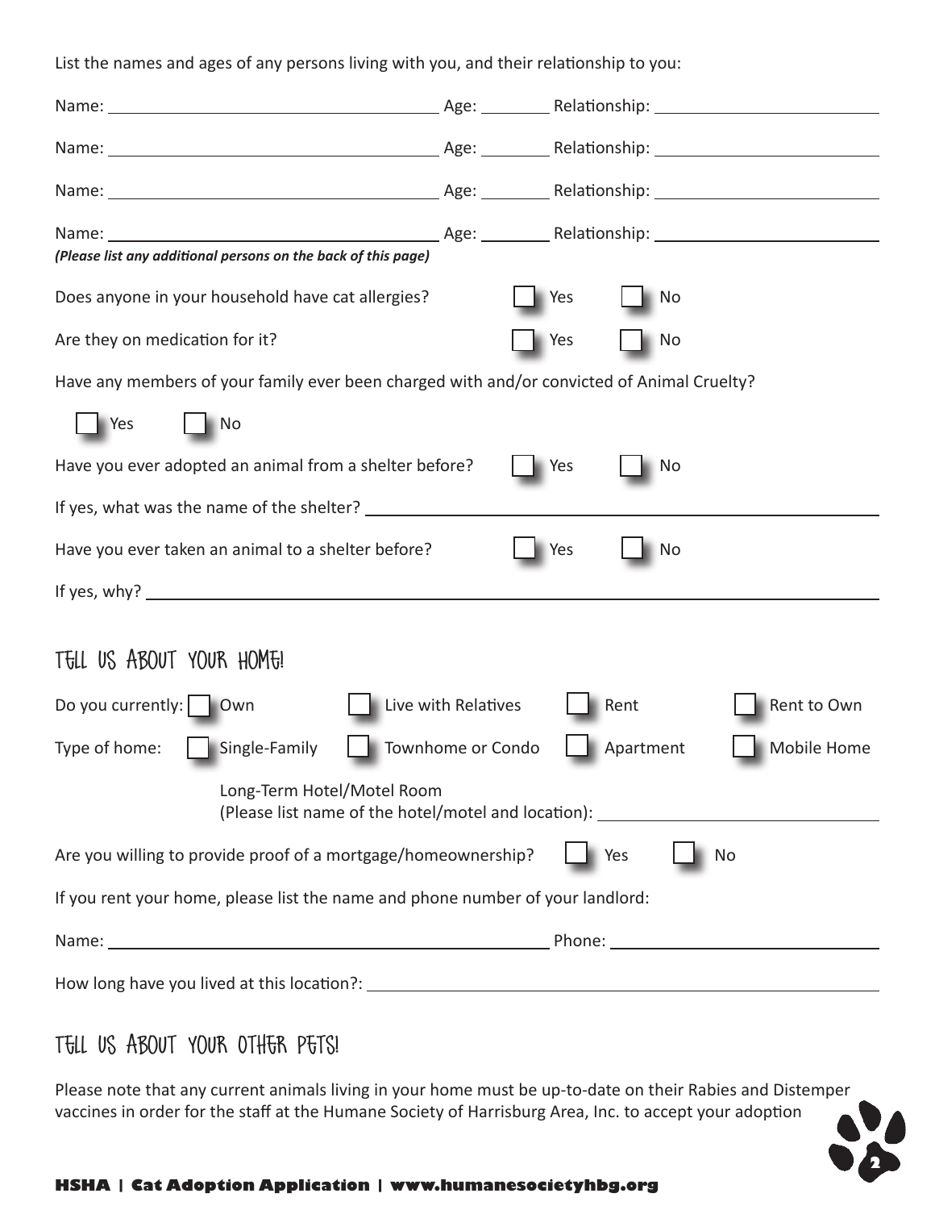List the names and ages of any persons living with you, and their relationship to you:

Name: ______________________ Age: ________ Relationship: ______________________

Name: ______________________ Age: ________ Relationship: ______________________

Name: ______________________ Age: ________ Relationship: ______________________

Name: ______________________ Age: ________ Relationship: ______________________

*(Please list any additional persons on the back of this page)*

Does anyone in your household have cat allergies? ☐ Yes ☐ No

Are they on medication for it? ☐ Yes ☐ No

Have any members of your family ever been charged with and/or convicted of Animal Cruelty?

☐ Yes ☐ No

Have you ever adopted an animal from a shelter before? ☐ Yes ☐ No

If yes, what was the name of the shelter? ______________________

Have you ever taken an animal to a shelter before? ☐ Yes ☐ No

If yes, why? ______________________

## TELL US ABOUT YOUR HOME!

Do you currently: ☐ Own ☐ Live with Relatives ☐ Rent ☐ Rent to Own

Type of home: ☐ Single-Family ☐ Townhome or Condo ☐ Apartment ☐ Mobile Home

Long-Term Hotel/Motel Room
(Please list name of the hotel/motel and location): ______________________

Are you willing to provide proof of a mortgage/homeownership? ☐ Yes ☐ No

If you rent your home, please list the name and phone number of your landlord:

Name: ______________________ Phone: ______________________

How long have you lived at this location?: ______________________

## TELL US ABOUT YOUR OTHER PETS!

Please note that any current animals living in your home must be up-to-date on their Rabies and Distemper vaccines in order for the staff at the Humane Society of Harrisburg Area, Inc. to accept your adoption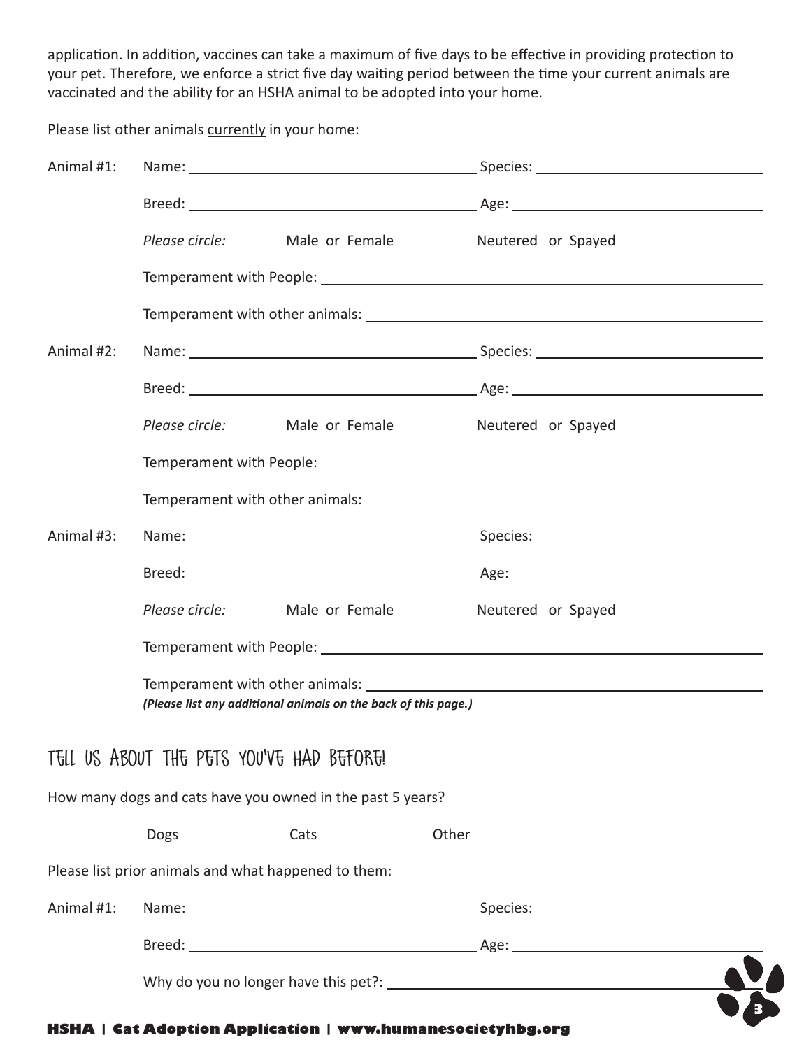application. In addition, vaccines can take a maximum of five days to be effective in providing protection to your pet. Therefore, we enforce a strict five day waiting period between the time your current animals are vaccinated and the ability for an HSHA animal to be adopted into your home.

Please list other animals currently in your home:

Animal #1: Name: ______________________ Species: ______________________

Breed: ______________________ Age: ______________________

*Please circle:* Male or Female Neutered or Spayed

Temperament with People: ______________________

Temperament with other animals: ______________________

Animal #2: Name: ______________________ Species: ______________________

Breed: ______________________ Age: ______________________

*Please circle:* Male or Female Neutered or Spayed

Temperament with People: ______________________

Temperament with other animals: ______________________

Animal #3: Name: ______________________ Species: ______________________

Breed: ______________________ Age: ______________________

*Please circle:* Male or Female Neutered or Spayed

Temperament with People: ______________________

Temperament with other animals: ______________________

***(Please list any additional animals on the back of this page.)***

## TELL US ABOUT THE PETS YOU'VE HAD BEFORE!

How many dogs and cats have you owned in the past 5 years?

__________ Dogs __________ Cats __________ Other

Please list prior animals and what happened to them:

Animal #1: Name: ______________________ Species: ______________________

Breed: ______________________ Age: ______________________

Why do you no longer have this pet?: ______________________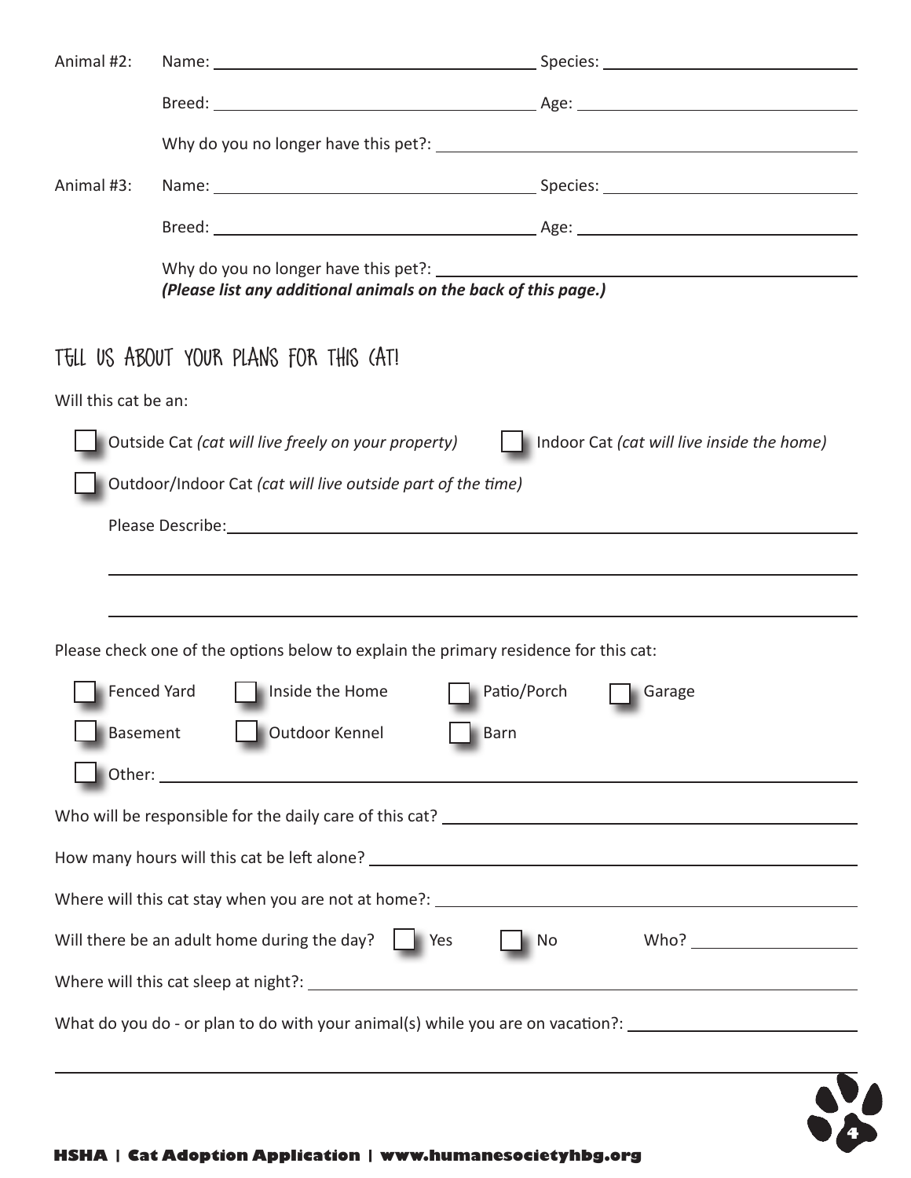Animal #2: Name: ______________________ Species: ______________________

Breed: ______________________ Age: ______________________

Why do you no longer have this pet?: ______________________

Animal #3: Name: ______________________ Species: ______________________

Breed: ______________________ Age: ______________________

Why do you no longer have this pet?: ______________________

***(Please list any additional animals on the back of this page.)***

## TELL US ABOUT YOUR PLANS FOR THIS CAT!

Will this cat be an:

- [ ] Outside Cat *(cat will live freely on your property)*
- [ ] Indoor Cat *(cat will live inside the home)*
- [ ] Outdoor/Indoor Cat *(cat will live outside part of the time)*

Please Describe: ______________________

______________________

______________________

Please check one of the options below to explain the primary residence for this cat:

- [ ] Fenced Yard
- [ ] Inside the Home
- [ ] Patio/Porch
- [ ] Garage
- [ ] Basement
- [ ] Outdoor Kennel
- [ ] Barn
- [ ] Other: ______________________

Who will be responsible for the daily care of this cat? ______________________

How many hours will this cat be left alone? ______________________

Where will this cat stay when you are not at home?: ______________________

Will there be an adult home during the day? [ ] Yes [ ] No Who? ______________________

Where will this cat sleep at night?: ______________________

What do you do - or plan to do with your animal(s) while you are on vacation?: ______________________

______________________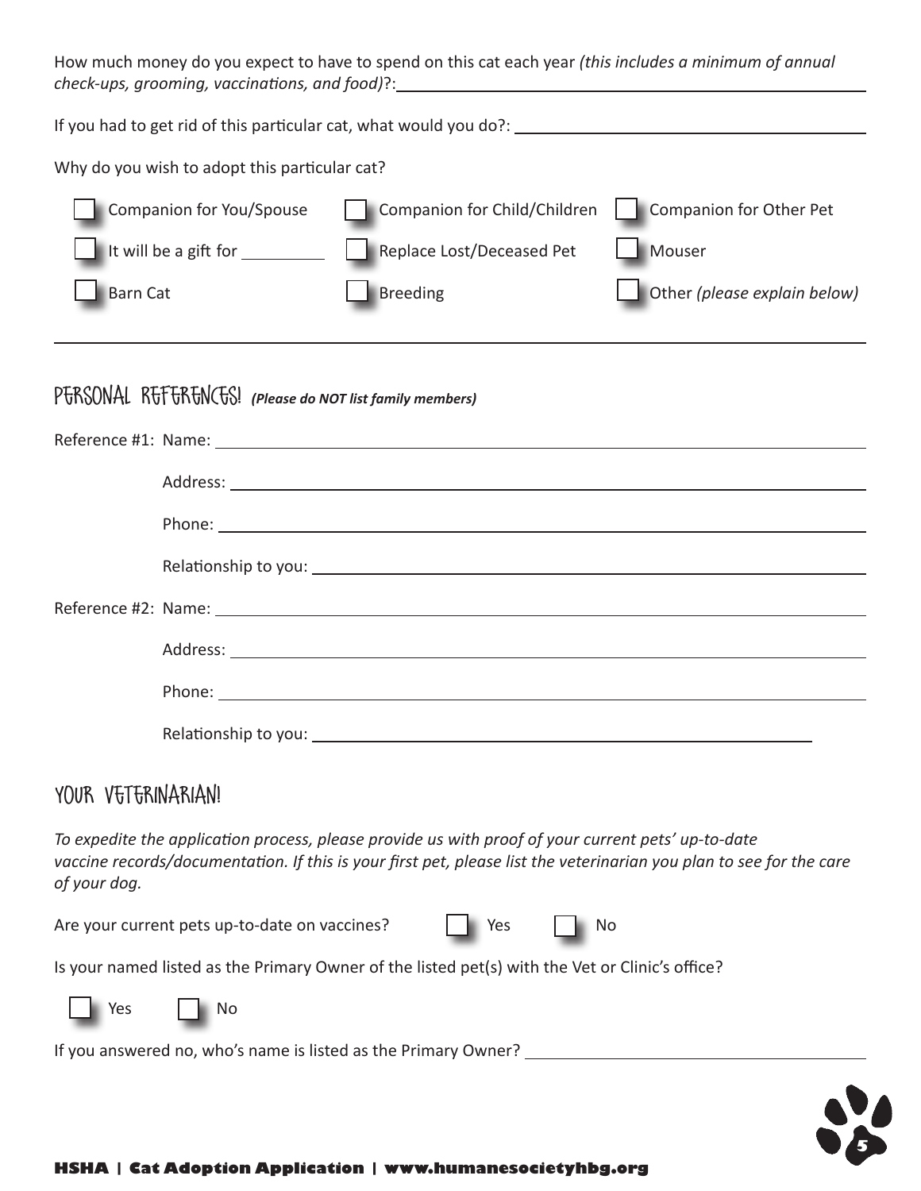How much money do you expect to have to spend on this cat each year *(this includes a minimum of annual check-ups, grooming, vaccinations, and food)*?: ____________________

If you had to get rid of this particular cat, what would you do?: ____________________

Why do you wish to adopt this particular cat?

- ☐ Companion for You/Spouse
- ☐ Companion for Child/Children
- ☐ Companion for Other Pet
- ☐ It will be a gift for __________
- ☐ Replace Lost/Deceased Pet
- ☐ Mouser
- ☐ Barn Cat
- ☐ Breeding
- ☐ Other *(please explain below)*

____________________

## PERSONAL REFERENCES! ***(Please do NOT list family members)***

Reference #1: Name: ____________________

Address: ____________________

Phone: ____________________

Relationship to you: ____________________

Reference #2: Name: ____________________

Address: ____________________

Phone: ____________________

Relationship to you: ____________________

## YOUR VETERINARIAN!

*To expedite the application process, please provide us with proof of your current pets' up-to-date vaccine records/documentation. If this is your first pet, please list the veterinarian you plan to see for the care of your dog.*

Are your current pets up-to-date on vaccines? ☐ Yes ☐ No

Is your named listed as the Primary Owner of the listed pet(s) with the Vet or Clinic's office?

☐ Yes ☐ No

If you answered no, who's name is listed as the Primary Owner? ____________________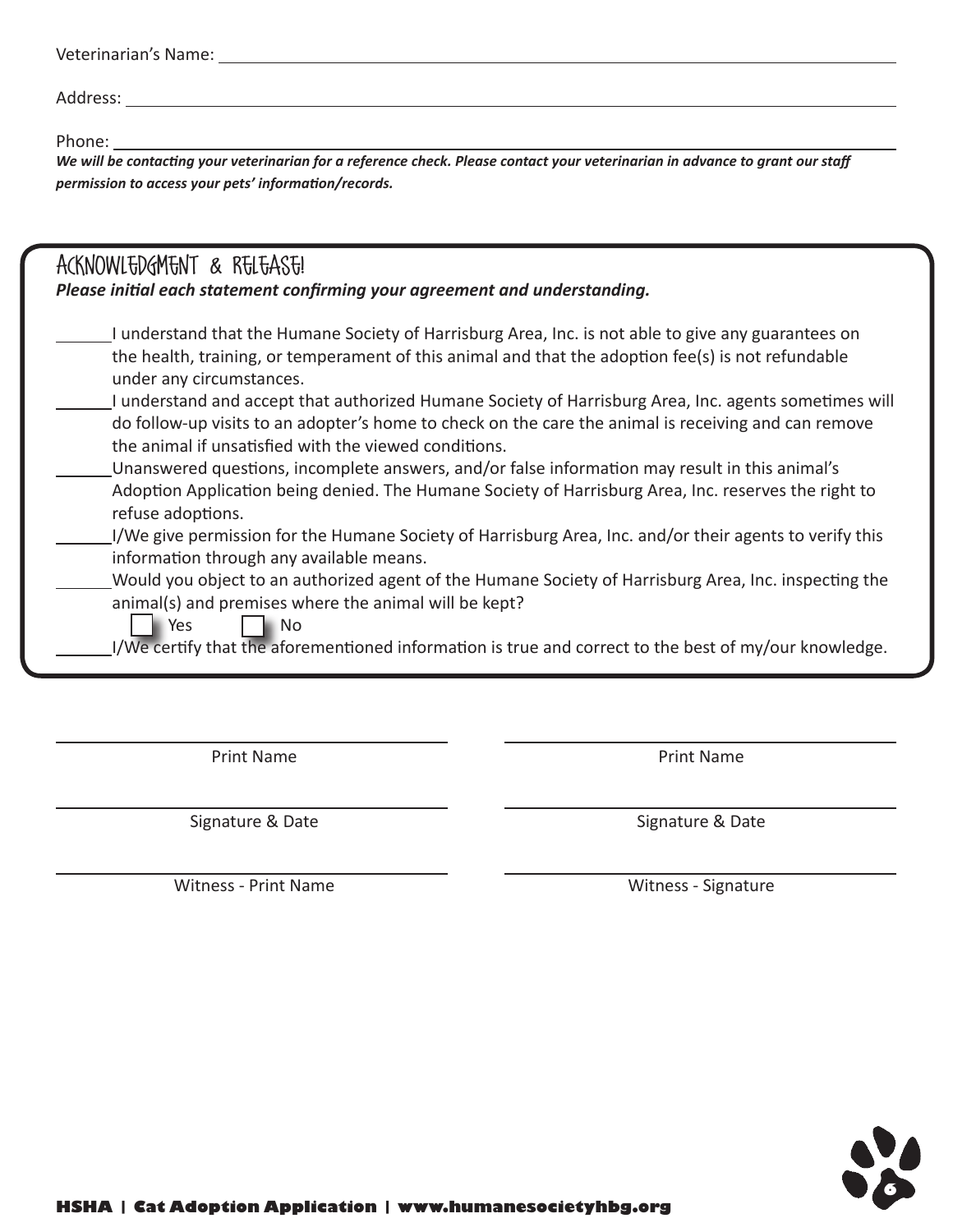Veterinarian's Name: ____________________

Address: ____________________

Phone: ____________________

***We will be contacting your veterinarian for a reference check. Please contact your veterinarian in advance to grant our staff permission to access your pets' information/records.***

## ACKNOWLEDGMENT & RELEASE!

***Please initial each statement confirming your agreement and understanding.***

______ I understand that the Humane Society of Harrisburg Area, Inc. is not able to give any guarantees on the health, training, or temperament of this animal and that the adoption fee(s) is not refundable under any circumstances.

______ I understand and accept that authorized Humane Society of Harrisburg Area, Inc. agents sometimes will do follow-up visits to an adopter's home to check on the care the animal is receiving and can remove the animal if unsatisfied with the viewed conditions.

______ Unanswered questions, incomplete answers, and/or false information may result in this animal's Adoption Application being denied. The Humane Society of Harrisburg Area, Inc. reserves the right to refuse adoptions.

______ I/We give permission for the Humane Society of Harrisburg Area, Inc. and/or their agents to verify this information through any available means.

______ Would you object to an authorized agent of the Humane Society of Harrisburg Area, Inc. inspecting the animal(s) and premises where the animal will be kept?

☐ Yes ☐ No

______ I/We certify that the aforementioned information is true and correct to the best of my/our knowledge.

| | |
|---|---|
| ____________________ Print Name | ____________________ Print Name |
| ____________________ Signature & Date | ____________________ Signature & Date |
| ____________________ Witness - Print Name | ____________________ Witness - Signature |